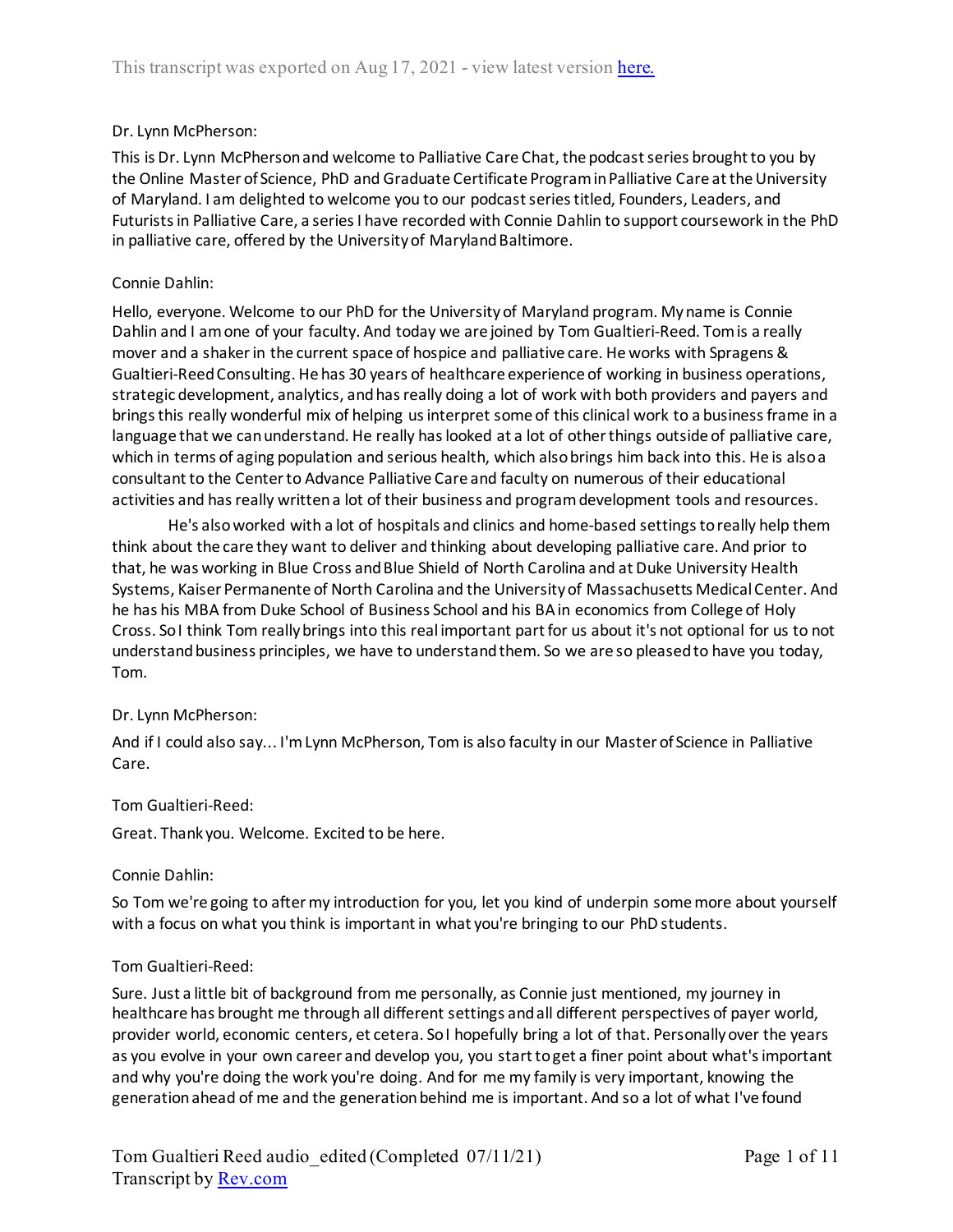This transcript was exported on Aug 17, 2021 - view latest version here.

Dr. Lynn McPherson:

This is Dr. Lynn McPherson and welcome to Palliative Care Chat, the podcast series brought to you by the Online Master of Science, PhD and Graduate Certificate Program in Palliative Care at the University of Maryland. I am delighted to welcome you to our podcast series titled, Founders, Leaders, and Futurists in Palliative Care, a series I have recorded with Connie Dahlin to support coursework in the PhD in palliative care, offered by the University of Maryland Baltimore.

Connie Dahlin:

Hello, everyone. Welcome to our PhD for the University of Maryland program. My name is Connie Dahlin and I am one of your faculty. And today we are joined by Tom Gualtieri-Reed. Tom is a really mover and a shaker in the current space of hospice and palliative care. He works with Spragens & Gualtieri-Reed Consulting. He has 30 years of healthcare experience of working in business operations, strategic development, analytics, and has really doing a lot of work with both providers and payers and brings this really wonderful mix of helping us interpret some of this clinical work to a business frame in a language that we can understand. He really has looked at a lot of other things outside of palliative care, which in terms of aging population and serious health, which also brings him back into this. He is also a consultant to the Center to Advance Palliative Care and faculty on numerous of their educational activities and has really written a lot of their business and program development tools and resources.

He's also worked with a lot of hospitals and clinics and home-based settings to really help them think about the care they want to deliver and thinking about developing palliative care. And prior to that, he was working in Blue Cross and Blue Shield of North Carolina and at Duke University Health Systems, Kaiser Permanente of North Carolina and the University of Massachusetts Medical Center. And he has his MBA from Duke School of Business School and his BA in economics from College of Holy Cross. So I think Tom really brings into this real important part for us about it's not optional for us to not understand business principles, we have to understand them. So we are so pleased to have you today, Tom.

Dr. Lynn McPherson:

And if I could also say... I'm Lynn McPherson, Tom is also faculty in our Master of Science in Palliative Care.

Tom Gualtieri-Reed:

Great. Thank you. Welcome. Excited to be here.

Connie Dahlin:

So Tom we're going to after my introduction for you, let you kind of underpin some more about yourself with a focus on what you think is important in what you're bringing to our PhD students.

Tom Gualtieri-Reed:

Sure. Just a little bit of background from me personally, as Connie just mentioned, my journey in healthcare has brought me through all different settings and all different perspectives of payer world, provider world, economic centers, et cetera. So I hopefully bring a lot of that. Personally over the years as you evolve in your own career and develop you, you start to get a finer point about what's important and why you're doing the work you're doing. And for me my family is very important, knowing the generation ahead of me and the generation behind me is important. And so a lot of what I've found

Tom Gualtieri Reed audio_edited (Completed 07/11/21)
Transcript by Rev.com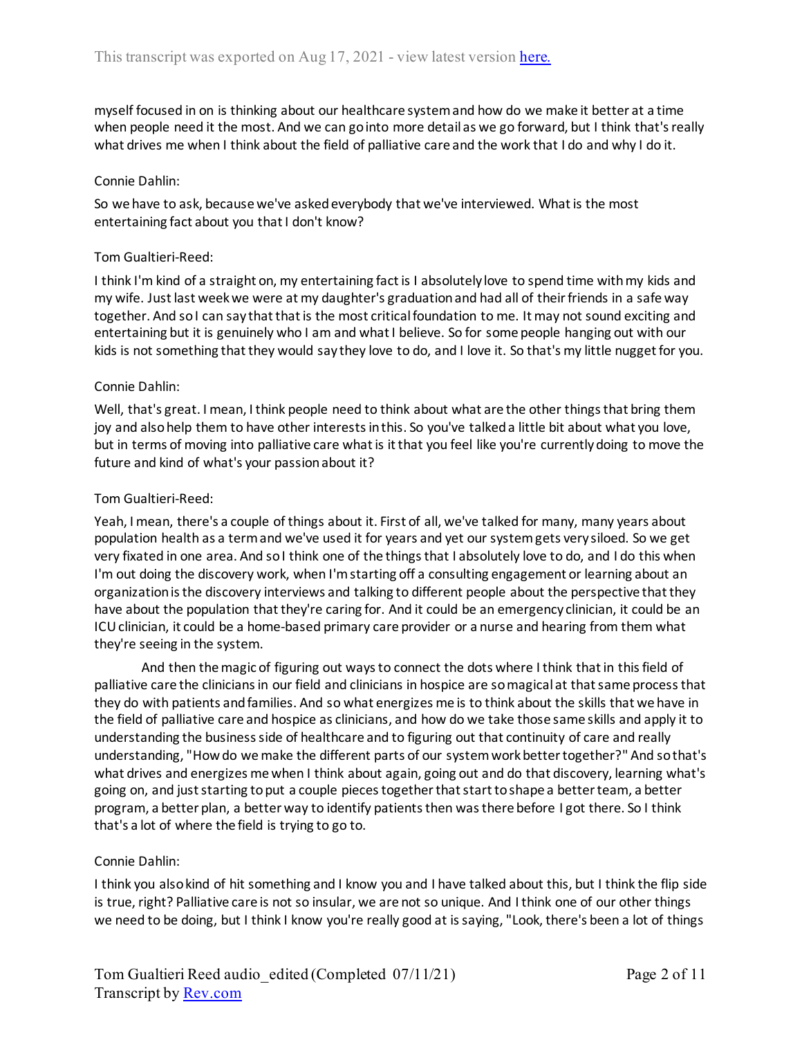myself focused in on is thinking about our healthcare system and how do we make it better at a time when people need it the most. And we can go into more detail as we go forward, but I think that's really what drives me when I think about the field of palliative care and the work that I do and why I do it.

Connie Dahlin:

So we have to ask, because we've asked everybody that we've interviewed. What is the most entertaining fact about you that I don't know?

Tom Gualtieri-Reed:

I think I'm kind of a straight on, my entertaining fact is I absolutely love to spend time with my kids and my wife. Just last week we were at my daughter's graduation and had all of their friends in a safe way together. And so I can say that that is the most critical foundation to me. It may not sound exciting and entertaining but it is genuinely who I am and what I believe. So for some people hanging out with our kids is not something that they would say they love to do, and I love it. So that's my little nugget for you.

Connie Dahlin:

Well, that's great. I mean, I think people need to think about what are the other things that bring them joy and also help them to have other interests in this. So you've talked a little bit about what you love, but in terms of moving into palliative care what is it that you feel like you're currently doing to move the future and kind of what's your passion about it?

Tom Gualtieri-Reed:

Yeah, I mean, there's a couple of things about it. First of all, we've talked for many, many years about population health as a term and we've used it for years and yet our system gets very siloed. So we get very fixated in one area. And so I think one of the things that I absolutely love to do, and I do this when I'm out doing the discovery work, when I'm starting off a consulting engagement or learning about an organization is the discovery interviews and talking to different people about the perspective that they have about the population that they're caring for. And it could be an emergency clinician, it could be an ICU clinician, it could be a home-based primary care provider or a nurse and hearing from them what they're seeing in the system.

And then the magic of figuring out ways to connect the dots where I think that in this field of palliative care the clinicians in our field and clinicians in hospice are so magical at that same process that they do with patients and families. And so what energizes me is to think about the skills that we have in the field of palliative care and hospice as clinicians, and how do we take those same skills and apply it to understanding the business side of healthcare and to figuring out that continuity of care and really understanding, "How do we make the different parts of our system work better together?" And so that's what drives and energizes me when I think about again, going out and do that discovery, learning what's going on, and just starting to put a couple pieces together that start to shape a better team, a better program, a better plan, a better way to identify patients then was there before I got there. So I think that's a lot of where the field is trying to go to.

Connie Dahlin:

I think you also kind of hit something and I know you and I have talked about this, but I think the flip side is true, right? Palliative care is not so insular, we are not so unique. And I think one of our other things we need to be doing, but I think I know you're really good at is saying, "Look, there's been a lot of things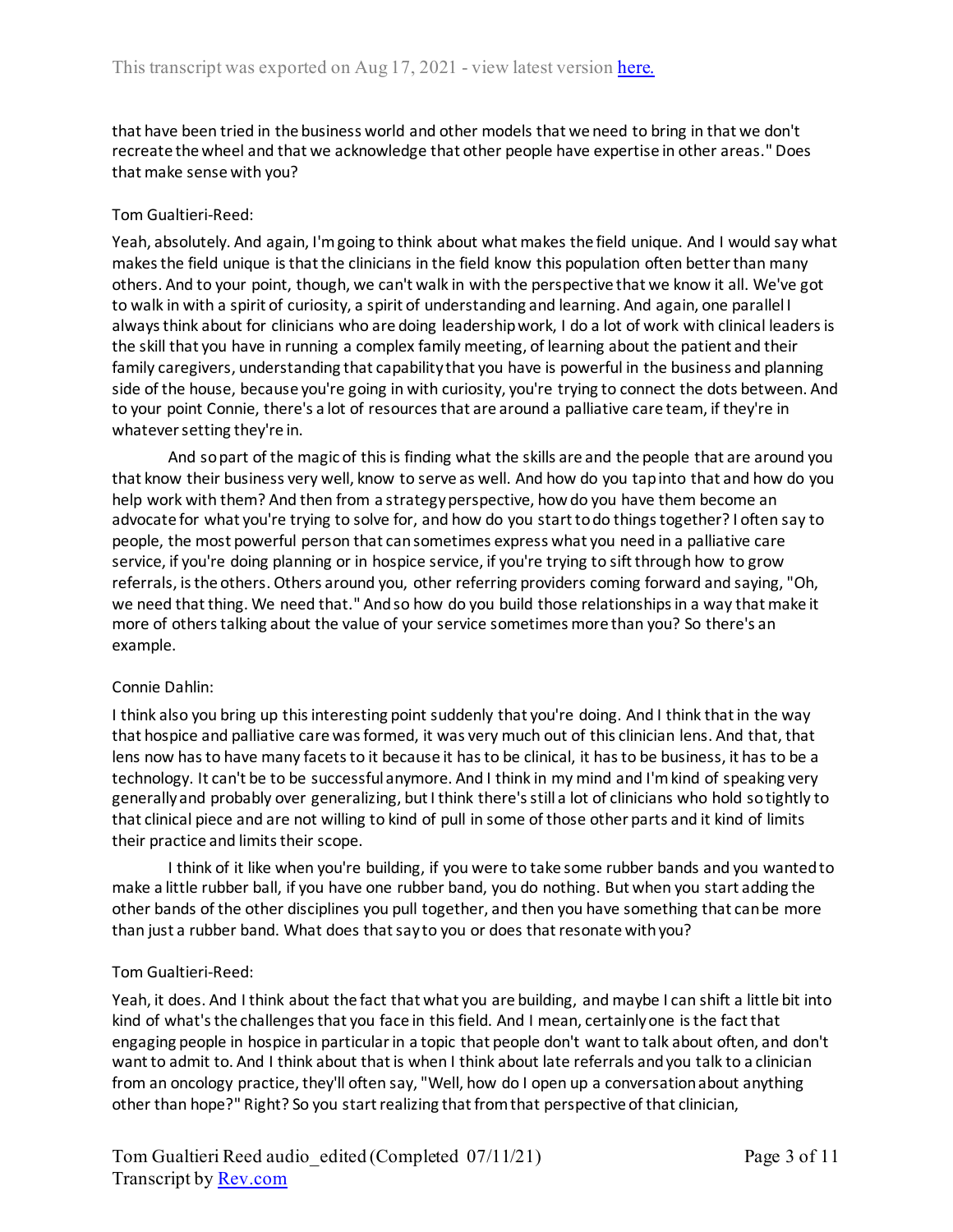that have been tried in the business world and other models that we need to bring in that we don't recreate the wheel and that we acknowledge that other people have expertise in other areas." Does that make sense with you?

Tom Gualtieri-Reed:

Yeah, absolutely. And again, I'm going to think about what makes the field unique. And I would say what makes the field unique is that the clinicians in the field know this population often better than many others. And to your point, though, we can't walk in with the perspective that we know it all. We've got to walk in with a spirit of curiosity, a spirit of understanding and learning. And again, one parallel I always think about for clinicians who are doing leadership work, I do a lot of work with clinical leaders is the skill that you have in running a complex family meeting, of learning about the patient and their family caregivers, understanding that capability that you have is powerful in the business and planning side of the house, because you're going in with curiosity, you're trying to connect the dots between. And to your point Connie, there's a lot of resources that are around a palliative care team, if they're in whatever setting they're in.

And so part of the magic of this is finding what the skills are and the people that are around you that know their business very well, know to serve as well. And how do you tap into that and how do you help work with them? And then from a strategy perspective, how do you have them become an advocate for what you're trying to solve for, and how do you start to do things together? I often say to people, the most powerful person that can sometimes express what you need in a palliative care service, if you're doing planning or in hospice service, if you're trying to sift through how to grow referrals, is the others. Others around you, other referring providers coming forward and saying, "Oh, we need that thing. We need that." And so how do you build those relationships in a way that make it more of others talking about the value of your service sometimes more than you? So there's an example.

Connie Dahlin:

I think also you bring up this interesting point suddenly that you're doing. And I think that in the way that hospice and palliative care was formed, it was very much out of this clinician lens. And that, that lens now has to have many facets to it because it has to be clinical, it has to be business, it has to be a technology. It can't be to be successful anymore. And I think in my mind and I'm kind of speaking very generally and probably over generalizing, but I think there's still a lot of clinicians who hold so tightly to that clinical piece and are not willing to kind of pull in some of those other parts and it kind of limits their practice and limits their scope.

I think of it like when you're building, if you were to take some rubber bands and you wanted to make a little rubber ball, if you have one rubber band, you do nothing. But when you start adding the other bands of the other disciplines you pull together, and then you have something that can be more than just a rubber band. What does that say to you or does that resonate with you?

Tom Gualtieri-Reed:

Yeah, it does. And I think about the fact that what you are building, and maybe I can shift a little bit into kind of what's the challenges that you face in this field. And I mean, certainly one is the fact that engaging people in hospice in particular in a topic that people don't want to talk about often, and don't want to admit to. And I think about that is when I think about late referrals and you talk to a clinician from an oncology practice, they'll often say, "Well, how do I open up a conversation about anything other than hope?" Right? So you start realizing that from that perspective of that clinician,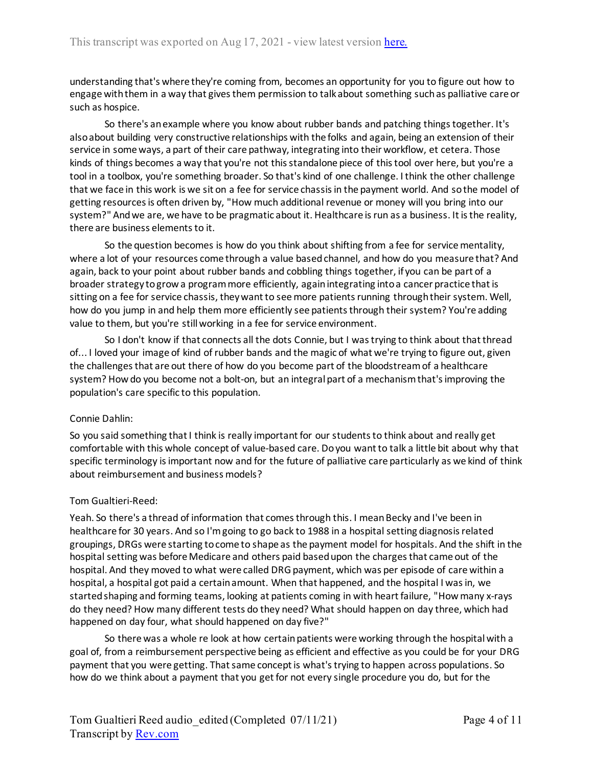understanding that's where they're coming from, becomes an opportunity for you to figure out how to engage with them in a way that gives them permission to talk about something such as palliative care or such as hospice.

So there's an example where you know about rubber bands and patching things together. It's also about building very constructive relationships with the folks and again, being an extension of their service in some ways, a part of their care pathway, integrating into their workflow, et cetera. Those kinds of things becomes a way that you're not this standalone piece of this tool over here, but you're a tool in a toolbox, you're something broader. So that's kind of one challenge. I think the other challenge that we face in this work is we sit on a fee for service chassis in the payment world. And so the model of getting resources is often driven by, "How much additional revenue or money will you bring into our system?" And we are, we have to be pragmatic about it. Healthcare is run as a business. It is the reality, there are business elements to it.

So the question becomes is how do you think about shifting from a fee for service mentality, where a lot of your resources come through a value based channel, and how do you measure that? And again, back to your point about rubber bands and cobbling things together, if you can be part of a broader strategy to grow a program more efficiently, again integrating into a cancer practice that is sitting on a fee for service chassis, they want to see more patients running through their system. Well, how do you jump in and help them more efficiently see patients through their system? You're adding value to them, but you're still working in a fee for service environment.

So I don't know if that connects all the dots Connie, but I was trying to think about that thread of... I loved your image of kind of rubber bands and the magic of what we're trying to figure out, given the challenges that are out there of how do you become part of the bloodstream of a healthcare system? How do you become not a bolt-on, but an integral part of a mechanism that's improving the population's care specific to this population.

Connie Dahlin:

So you said something that I think is really important for our students to think about and really get comfortable with this whole concept of value-based care. Do you want to talk a little bit about why that specific terminology is important now and for the future of palliative care particularly as we kind of think about reimbursement and business models?

Tom Gualtieri-Reed:

Yeah. So there's a thread of information that comes through this. I mean Becky and I've been in healthcare for 30 years. And so I'm going to go back to 1988 in a hospital setting diagnosis related groupings, DRGs were starting to come to shape as the payment model for hospitals. And the shift in the hospital setting was before Medicare and others paid based upon the charges that came out of the hospital. And they moved to what were called DRG payment, which was per episode of care within a hospital, a hospital got paid a certain amount. When that happened, and the hospital I was in, we started shaping and forming teams, looking at patients coming in with heart failure, "How many x-rays do they need? How many different tests do they need? What should happen on day three, which had happened on day four, what should happened on day five?"

So there was a whole re look at how certain patients were working through the hospital with a goal of, from a reimbursement perspective being as efficient and effective as you could be for your DRG payment that you were getting. That same concept is what's trying to happen across populations. So how do we think about a payment that you get for not every single procedure you do, but for the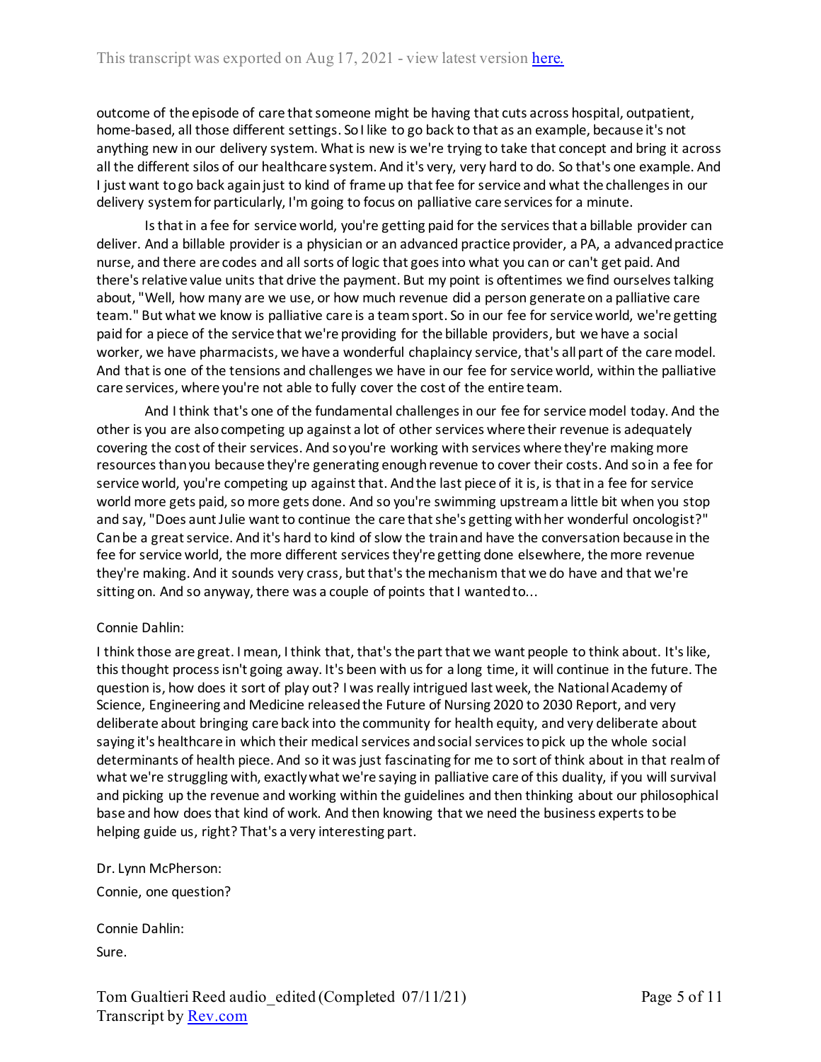outcome of the episode of care that someone might be having that cuts across hospital, outpatient, home-based, all those different settings. So I like to go back to that as an example, because it's not anything new in our delivery system. What is new is we're trying to take that concept and bring it across all the different silos of our healthcare system. And it's very, very hard to do. So that's one example. And I just want to go back again just to kind of frame up that fee for service and what the challenges in our delivery system for particularly, I'm going to focus on palliative care services for a minute.

Is that in a fee for service world, you're getting paid for the services that a billable provider can deliver. And a billable provider is a physician or an advanced practice provider, a PA, a advanced practice nurse, and there are codes and all sorts of logic that goes into what you can or can't get paid. And there's relative value units that drive the payment. But my point is oftentimes we find ourselves talking about, "Well, how many are we use, or how much revenue did a person generate on a palliative care team." But what we know is palliative care is a team sport. So in our fee for service world, we're getting paid for a piece of the service that we're providing for the billable providers, but we have a social worker, we have pharmacists, we have a wonderful chaplaincy service, that's all part of the care model. And that is one of the tensions and challenges we have in our fee for service world, within the palliative care services, where you're not able to fully cover the cost of the entire team.

And I think that's one of the fundamental challenges in our fee for service model today. And the other is you are also competing up against a lot of other services where their revenue is adequately covering the cost of their services. And so you're working with services where they're making more resources than you because they're generating enough revenue to cover their costs. And so in a fee for service world, you're competing up against that. And the last piece of it is, is that in a fee for service world more gets paid, so more gets done. And so you're swimming upstream a little bit when you stop and say, "Does aunt Julie want to continue the care that she's getting with her wonderful oncologist?" Can be a great service. And it's hard to kind of slow the train and have the conversation because in the fee for service world, the more different services they're getting done elsewhere, the more revenue they're making. And it sounds very crass, but that's the mechanism that we do have and that we're sitting on. And so anyway, there was a couple of points that I wanted to...

Connie Dahlin:

I think those are great. I mean, I think that, that's the part that we want people to think about. It's like, this thought process isn't going away. It's been with us for a long time, it will continue in the future. The question is, how does it sort of play out? I was really intrigued last week, the National Academy of Science, Engineering and Medicine released the Future of Nursing 2020 to 2030 Report, and very deliberate about bringing care back into the community for health equity, and very deliberate about saying it's healthcare in which their medical services and social services to pick up the whole social determinants of health piece. And so it was just fascinating for me to sort of think about in that realm of what we're struggling with, exactly what we're saying in palliative care of this duality, if you will survival and picking up the revenue and working within the guidelines and then thinking about our philosophical base and how does that kind of work. And then knowing that we need the business experts to be helping guide us, right? That's a very interesting part.

Dr. Lynn McPherson:

Connie, one question?

Connie Dahlin:

Sure.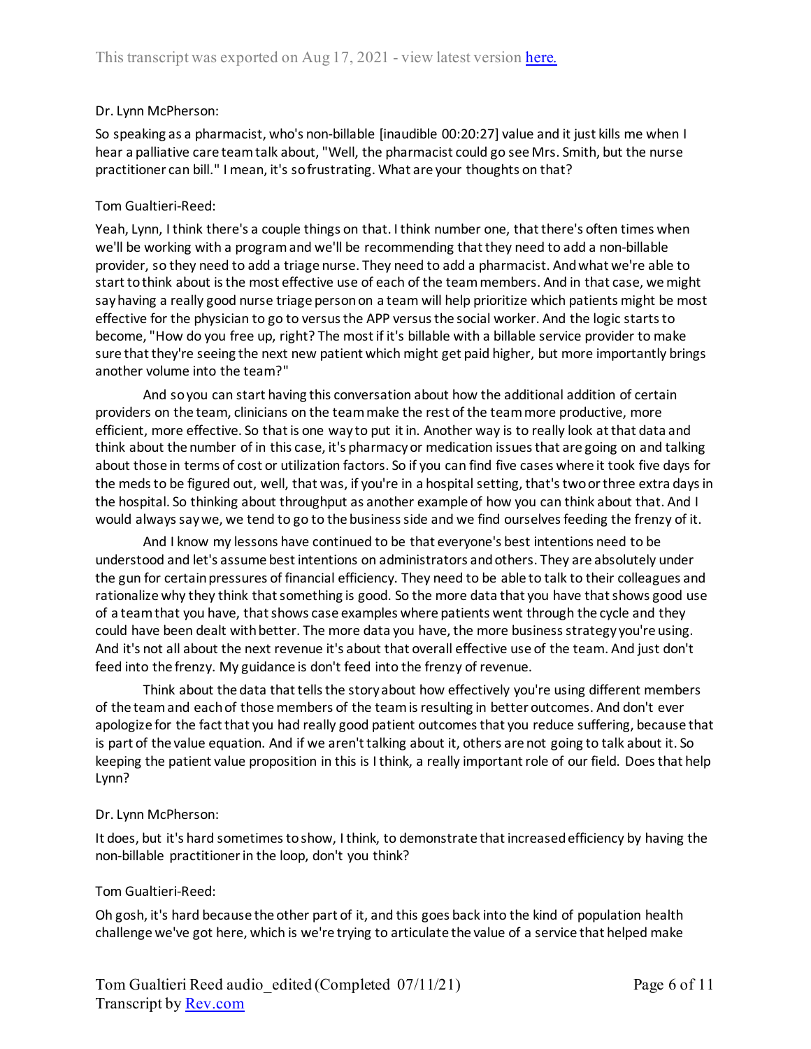Dr. Lynn McPherson:

So speaking as a pharmacist, who's non-billable [inaudible 00:20:27] value and it just kills me when I hear a palliative care team talk about, "Well, the pharmacist could go see Mrs. Smith, but the nurse practitioner can bill." I mean, it's so frustrating. What are your thoughts on that?

Tom Gualtieri-Reed:

Yeah, Lynn, I think there's a couple things on that. I think number one, that there's often times when we'll be working with a program and we'll be recommending that they need to add a non-billable provider, so they need to add a triage nurse. They need to add a pharmacist. And what we're able to start to think about is the most effective use of each of the team members. And in that case, we might say having a really good nurse triage person on a team will help prioritize which patients might be most effective for the physician to go to versus the APP versus the social worker. And the logic starts to become, "How do you free up, right? The most if it's billable with a billable service provider to make sure that they're seeing the next new patient which might get paid higher, but more importantly brings another volume into the team?"

And so you can start having this conversation about how the additional addition of certain providers on the team, clinicians on the team make the rest of the team more productive, more efficient, more effective. So that is one way to put it in. Another way is to really look at that data and think about the number of in this case, it's pharmacy or medication issues that are going on and talking about those in terms of cost or utilization factors. So if you can find five cases where it took five days for the meds to be figured out, well, that was, if you're in a hospital setting, that's two or three extra days in the hospital. So thinking about throughput as another example of how you can think about that. And I would always say we, we tend to go to the business side and we find ourselves feeding the frenzy of it.

And I know my lessons have continued to be that everyone's best intentions need to be understood and let's assume best intentions on administrators and others. They are absolutely under the gun for certain pressures of financial efficiency. They need to be able to talk to their colleagues and rationalize why they think that something is good. So the more data that you have that shows good use of a team that you have, that shows case examples where patients went through the cycle and they could have been dealt with better. The more data you have, the more business strategy you're using. And it's not all about the next revenue it's about that overall effective use of the team. And just don't feed into the frenzy. My guidance is don't feed into the frenzy of revenue.

Think about the data that tells the story about how effectively you're using different members of the team and each of those members of the team is resulting in better outcomes. And don't ever apologize for the fact that you had really good patient outcomes that you reduce suffering, because that is part of the value equation. And if we aren't talking about it, others are not going to talk about it. So keeping the patient value proposition in this is I think, a really important role of our field. Does that help Lynn?

Dr. Lynn McPherson:

It does, but it's hard sometimes to show, I think, to demonstrate that increased efficiency by having the non-billable practitioner in the loop, don't you think?

Tom Gualtieri-Reed:

Oh gosh, it's hard because the other part of it, and this goes back into the kind of population health challenge we've got here, which is we're trying to articulate the value of a service that helped make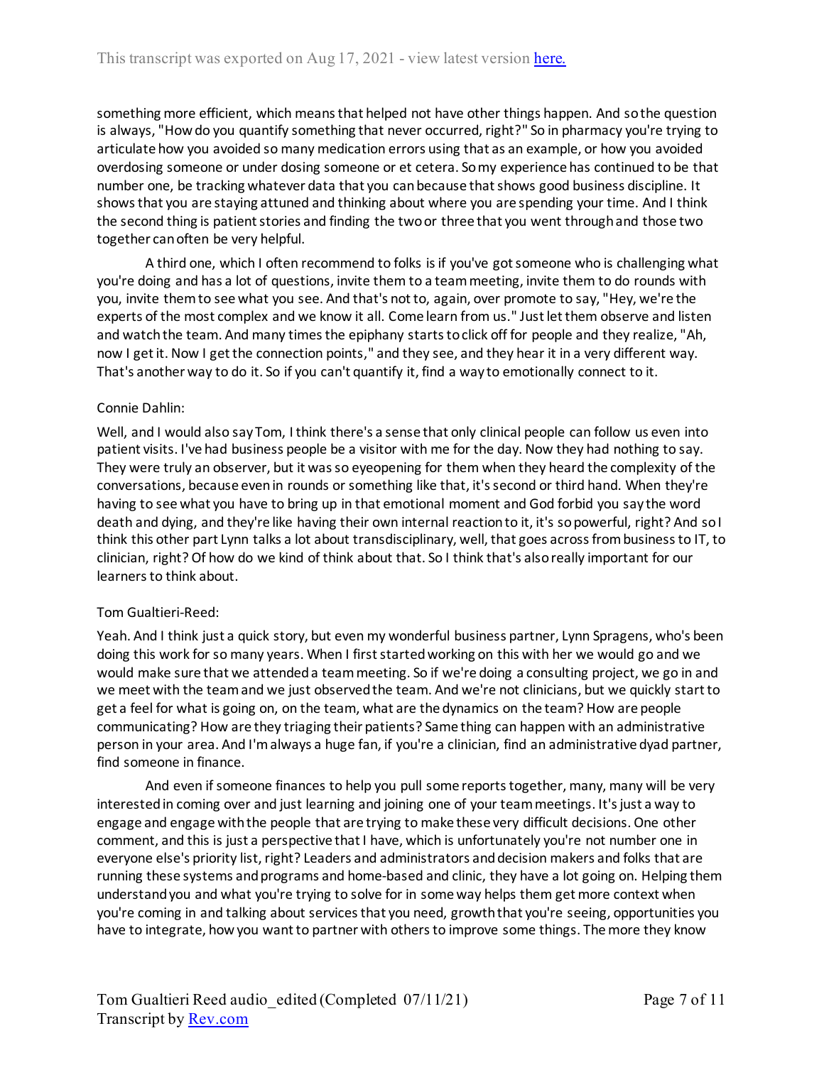something more efficient, which means that helped not have other things happen. And so the question is always, "How do you quantify something that never occurred, right?" So in pharmacy you're trying to articulate how you avoided so many medication errors using that as an example, or how you avoided overdosing someone or under dosing someone or et cetera. So my experience has continued to be that number one, be tracking whatever data that you can because that shows good business discipline. It shows that you are staying attuned and thinking about where you are spending your time. And I think the second thing is patient stories and finding the two or three that you went through and those two together can often be very helpful.

A third one, which I often recommend to folks is if you've got someone who is challenging what you're doing and has a lot of questions, invite them to a team meeting, invite them to do rounds with you, invite them to see what you see. And that's not to, again, over promote to say, "Hey, we're the experts of the most complex and we know it all. Come learn from us." Just let them observe and listen and watch the team. And many times the epiphany starts to click off for people and they realize, "Ah, now I get it. Now I get the connection points," and they see, and they hear it in a very different way. That's another way to do it. So if you can't quantify it, find a way to emotionally connect to it.

Connie Dahlin:

Well, and I would also say Tom, I think there's a sense that only clinical people can follow us even into patient visits. I've had business people be a visitor with me for the day. Now they had nothing to say. They were truly an observer, but it was so eyeopening for them when they heard the complexity of the conversations, because even in rounds or something like that, it's second or third hand. When they're having to see what you have to bring up in that emotional moment and God forbid you say the word death and dying, and they're like having their own internal reaction to it, it's so powerful, right? And so I think this other part Lynn talks a lot about transdisciplinary, well, that goes across from business to IT, to clinician, right? Of how do we kind of think about that. So I think that's also really important for our learners to think about.

Tom Gualtieri-Reed:

Yeah. And I think just a quick story, but even my wonderful business partner, Lynn Spragens, who's been doing this work for so many years. When I first started working on this with her we would go and we would make sure that we attended a team meeting. So if we're doing a consulting project, we go in and we meet with the team and we just observed the team. And we're not clinicians, but we quickly start to get a feel for what is going on, on the team, what are the dynamics on the team? How are people communicating? How are they triaging their patients? Same thing can happen with an administrative person in your area. And I'm always a huge fan, if you're a clinician, find an administrative dyad partner, find someone in finance.

And even if someone finances to help you pull some reports together, many, many will be very interested in coming over and just learning and joining one of your team meetings. It's just a way to engage and engage with the people that are trying to make these very difficult decisions. One other comment, and this is just a perspective that I have, which is unfortunately you're not number one in everyone else's priority list, right? Leaders and administrators and decision makers and folks that are running these systems and programs and home-based and clinic, they have a lot going on. Helping them understand you and what you're trying to solve for in some way helps them get more context when you're coming in and talking about services that you need, growth that you're seeing, opportunities you have to integrate, how you want to partner with others to improve some things. The more they know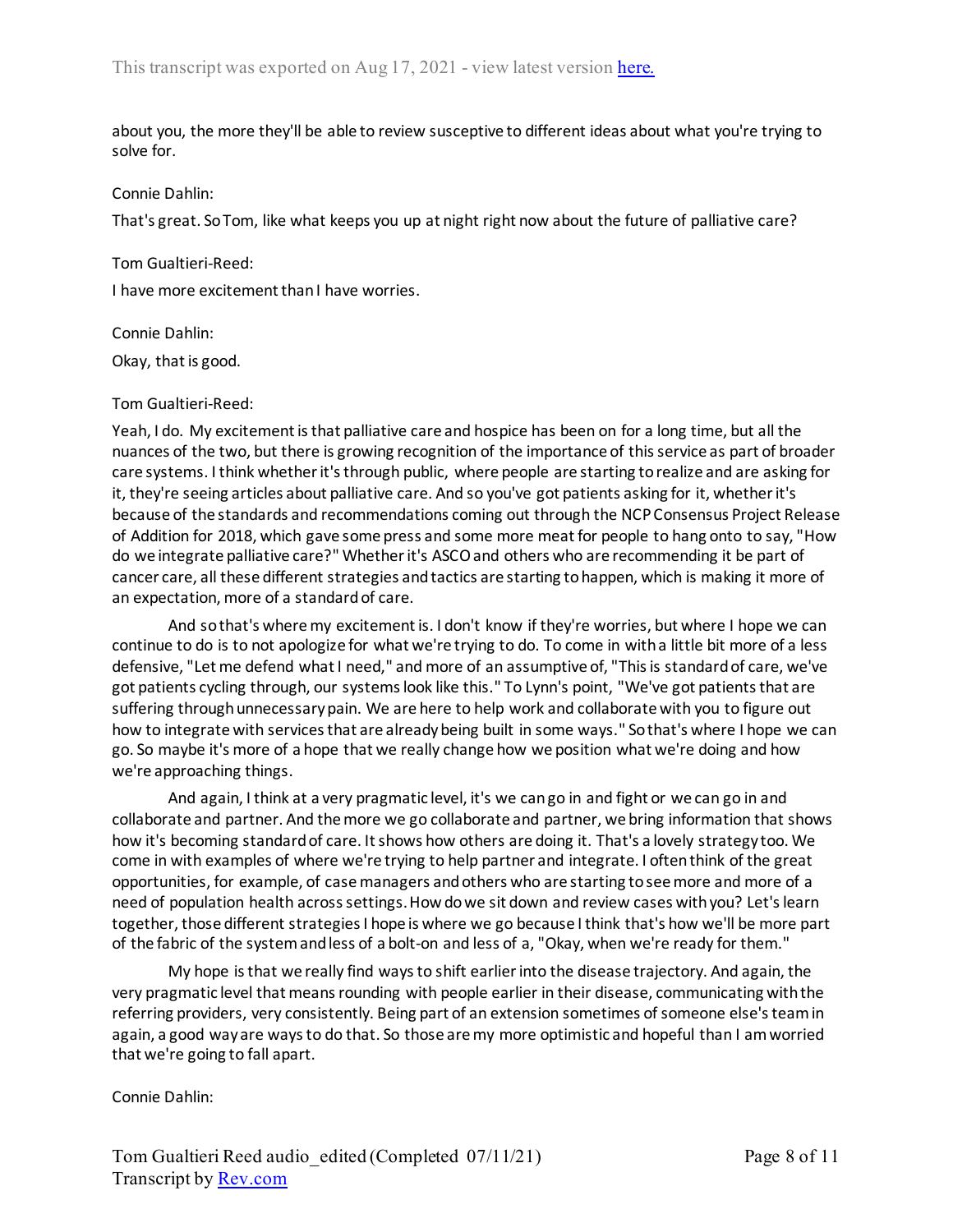about you, the more they'll be able to review susceptive to different ideas about what you're trying to solve for.

Connie Dahlin:

That's great. So Tom, like what keeps you up at night right now about the future of palliative care?

Tom Gualtieri-Reed:

I have more excitement than I have worries.

Connie Dahlin:

Okay, that is good.

Tom Gualtieri-Reed:

Yeah, I do. My excitement is that palliative care and hospice has been on for a long time, but all the nuances of the two, but there is growing recognition of the importance of this service as part of broader care systems. I think whether it's through public, where people are starting to realize and are asking for it, they're seeing articles about palliative care. And so you've got patients asking for it, whether it's because of the standards and recommendations coming out through the NCP Consensus Project Release of Addition for 2018, which gave some press and some more meat for people to hang onto to say, "How do we integrate palliative care?" Whether it's ASCO and others who are recommending it be part of cancer care, all these different strategies and tactics are starting to happen, which is making it more of an expectation, more of a standard of care.

And so that's where my excitement is. I don't know if they're worries, but where I hope we can continue to do is to not apologize for what we're trying to do. To come in with a little bit more of a less defensive, "Let me defend what I need," and more of an assumptive of, "This is standard of care, we've got patients cycling through, our systems look like this." To Lynn's point, "We've got patients that are suffering through unnecessary pain. We are here to help work and collaborate with you to figure out how to integrate with services that are already being built in some ways." So that's where I hope we can go. So maybe it's more of a hope that we really change how we position what we're doing and how we're approaching things.

And again, I think at a very pragmatic level, it's we can go in and fight or we can go in and collaborate and partner. And the more we go collaborate and partner, we bring information that shows how it's becoming standard of care. It shows how others are doing it. That's a lovely strategy too. We come in with examples of where we're trying to help partner and integrate. I often think of the great opportunities, for example, of case managers and others who are starting to see more and more of a need of population health across settings. How do we sit down and review cases with you? Let's learn together, those different strategies I hope is where we go because I think that's how we'll be more part of the fabric of the system and less of a bolt-on and less of a, "Okay, when we're ready for them."

My hope is that we really find ways to shift earlier into the disease trajectory. And again, the very pragmatic level that means rounding with people earlier in their disease, communicating with the referring providers, very consistently. Being part of an extension sometimes of someone else's team in again, a good way are ways to do that. So those are my more optimistic and hopeful than I am worried that we're going to fall apart.

Connie Dahlin: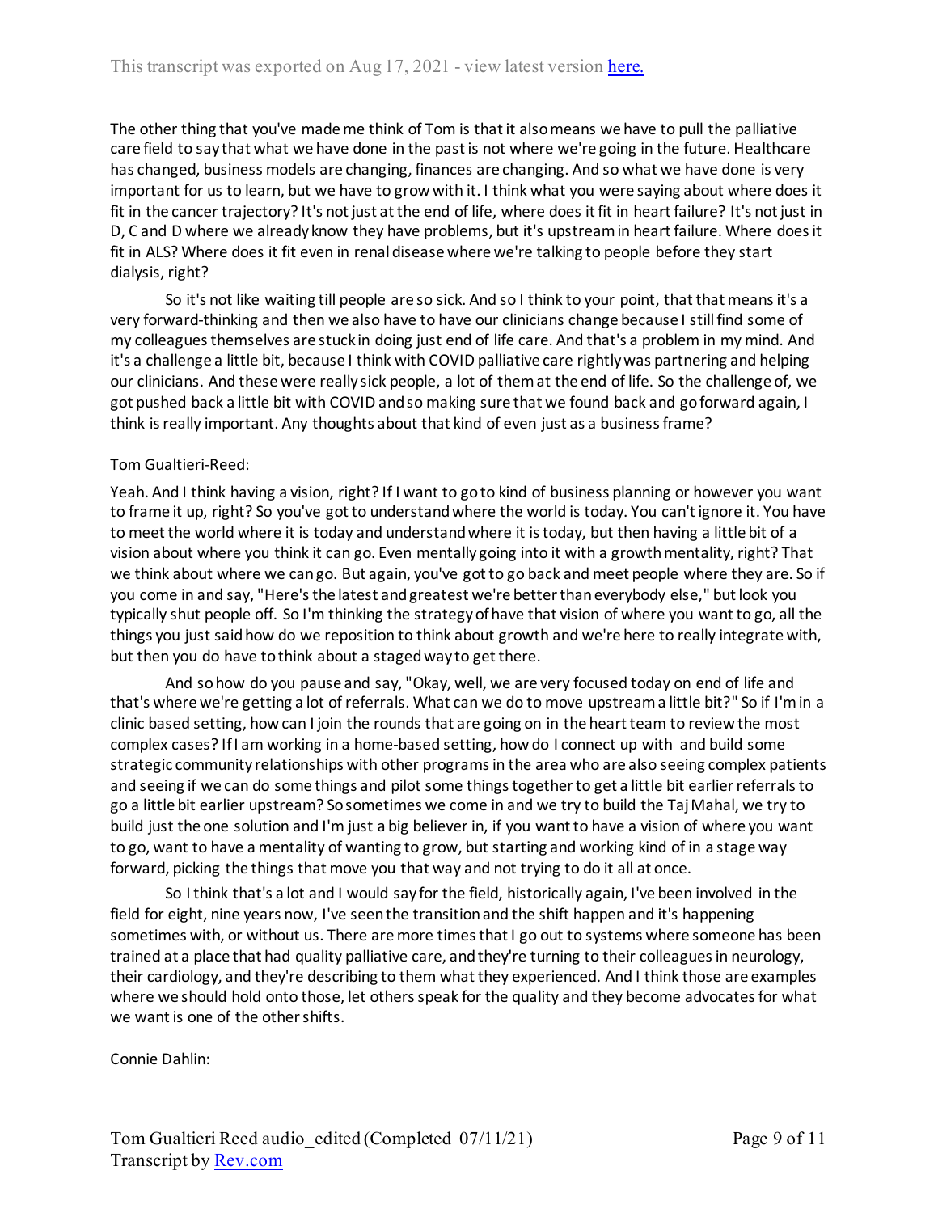The other thing that you've made me think of Tom is that it also means we have to pull the palliative care field to say that what we have done in the past is not where we're going in the future. Healthcare has changed, business models are changing, finances are changing. And so what we have done is very important for us to learn, but we have to grow with it. I think what you were saying about where does it fit in the cancer trajectory? It's not just at the end of life, where does it fit in heart failure? It's not just in D, C and D where we already know they have problems, but it's upstream in heart failure. Where does it fit in ALS? Where does it fit even in renal disease where we're talking to people before they start dialysis, right?

So it's not like waiting till people are so sick. And so I think to your point, that that means it's a very forward-thinking and then we also have to have our clinicians change because I still find some of my colleagues themselves are stuck in doing just end of life care. And that's a problem in my mind. And it's a challenge a little bit, because I think with COVID palliative care rightly was partnering and helping our clinicians. And these were really sick people, a lot of them at the end of life. So the challenge of, we got pushed back a little bit with COVID and so making sure that we found back and go forward again, I think is really important. Any thoughts about that kind of even just as a business frame?

Tom Gualtieri-Reed:

Yeah. And I think having a vision, right? If I want to go to kind of business planning or however you want to frame it up, right? So you've got to understand where the world is today. You can't ignore it. You have to meet the world where it is today and understand where it is today, but then having a little bit of a vision about where you think it can go. Even mentally going into it with a growth mentality, right? That we think about where we can go. But again, you've got to go back and meet people where they are. So if you come in and say, "Here's the latest and greatest we're better than everybody else," but look you typically shut people off. So I'm thinking the strategy of have that vision of where you want to go, all the things you just said how do we reposition to think about growth and we're here to really integrate with, but then you do have to think about a staged way to get there.

And so how do you pause and say, "Okay, well, we are very focused today on end of life and that's where we're getting a lot of referrals. What can we do to move upstream a little bit?" So if I'm in a clinic based setting, how can I join the rounds that are going on in the heart team to review the most complex cases? If I am working in a home-based setting, how do I connect up with and build some strategic community relationships with other programs in the area who are also seeing complex patients and seeing if we can do some things and pilot some things together to get a little bit earlier referrals to go a little bit earlier upstream? So sometimes we come in and we try to build the Taj Mahal, we try to build just the one solution and I'm just a big believer in, if you want to have a vision of where you want to go, want to have a mentality of wanting to grow, but starting and working kind of in a stage way forward, picking the things that move you that way and not trying to do it all at once.

So I think that's a lot and I would say for the field, historically again, I've been involved in the field for eight, nine years now, I've seen the transition and the shift happen and it's happening sometimes with, or without us. There are more times that I go out to systems where someone has been trained at a place that had quality palliative care, and they're turning to their colleagues in neurology, their cardiology, and they're describing to them what they experienced. And I think those are examples where we should hold onto those, let others speak for the quality and they become advocates for what we want is one of the other shifts.

Connie Dahlin: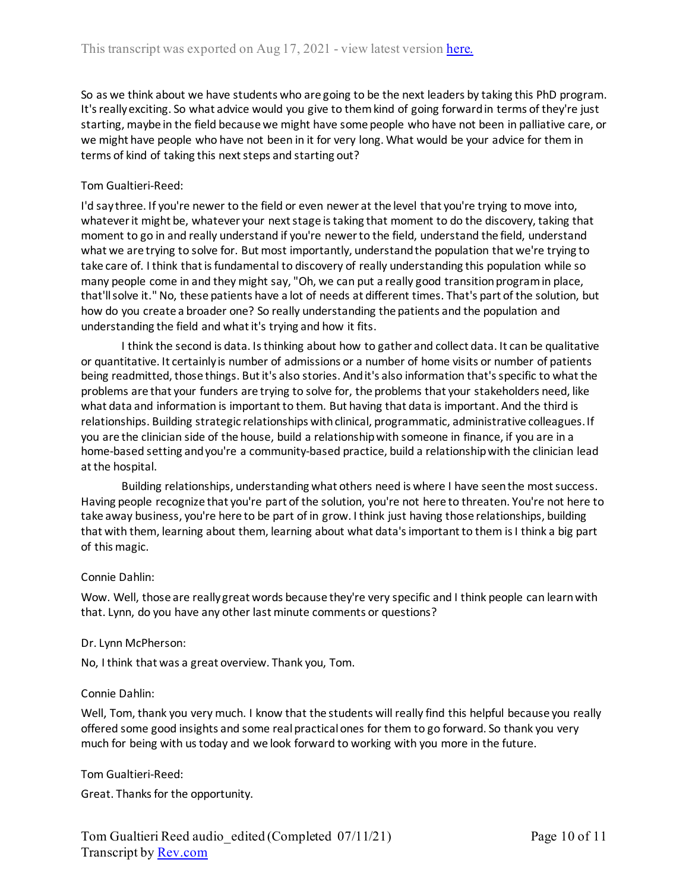So as we think about we have students who are going to be the next leaders by taking this PhD program. It's really exciting. So what advice would you give to them kind of going forward in terms of they're just starting, maybe in the field because we might have some people who have not been in palliative care, or we might have people who have not been in it for very long. What would be your advice for them in terms of kind of taking this next steps and starting out?

Tom Gualtieri-Reed:

I'd say three. If you're newer to the field or even newer at the level that you're trying to move into, whatever it might be, whatever your next stage is taking that moment to do the discovery, taking that moment to go in and really understand if you're newer to the field, understand the field, understand what we are trying to solve for. But most importantly, understand the population that we're trying to take care of. I think that is fundamental to discovery of really understanding this population while so many people come in and they might say, "Oh, we can put a really good transition program in place, that'll solve it." No, these patients have a lot of needs at different times. That's part of the solution, but how do you create a broader one? So really understanding the patients and the population and understanding the field and what it's trying and how it fits.

I think the second is data. Is thinking about how to gather and collect data. It can be qualitative or quantitative. It certainly is number of admissions or a number of home visits or number of patients being readmitted, those things. But it's also stories. And it's also information that's specific to what the problems are that your funders are trying to solve for, the problems that your stakeholders need, like what data and information is important to them. But having that data is important. And the third is relationships. Building strategic relationships with clinical, programmatic, administrative colleagues. If you are the clinician side of the house, build a relationship with someone in finance, if you are in a home-based setting and you're a community-based practice, build a relationship with the clinician lead at the hospital.

Building relationships, understanding what others need is where I have seen the most success. Having people recognize that you're part of the solution, you're not here to threaten. You're not here to take away business, you're here to be part of in grow. I think just having those relationships, building that with them, learning about them, learning about what data's important to them is I think a big part of this magic.

Connie Dahlin:

Wow. Well, those are really great words because they're very specific and I think people can learn with that. Lynn, do you have any other last minute comments or questions?

Dr. Lynn McPherson:

No, I think that was a great overview. Thank you, Tom.

Connie Dahlin:

Well, Tom, thank you very much. I know that the students will really find this helpful because you really offered some good insights and some real practical ones for them to go forward. So thank you very much for being with us today and we look forward to working with you more in the future.

Tom Gualtieri-Reed:

Great. Thanks for the opportunity.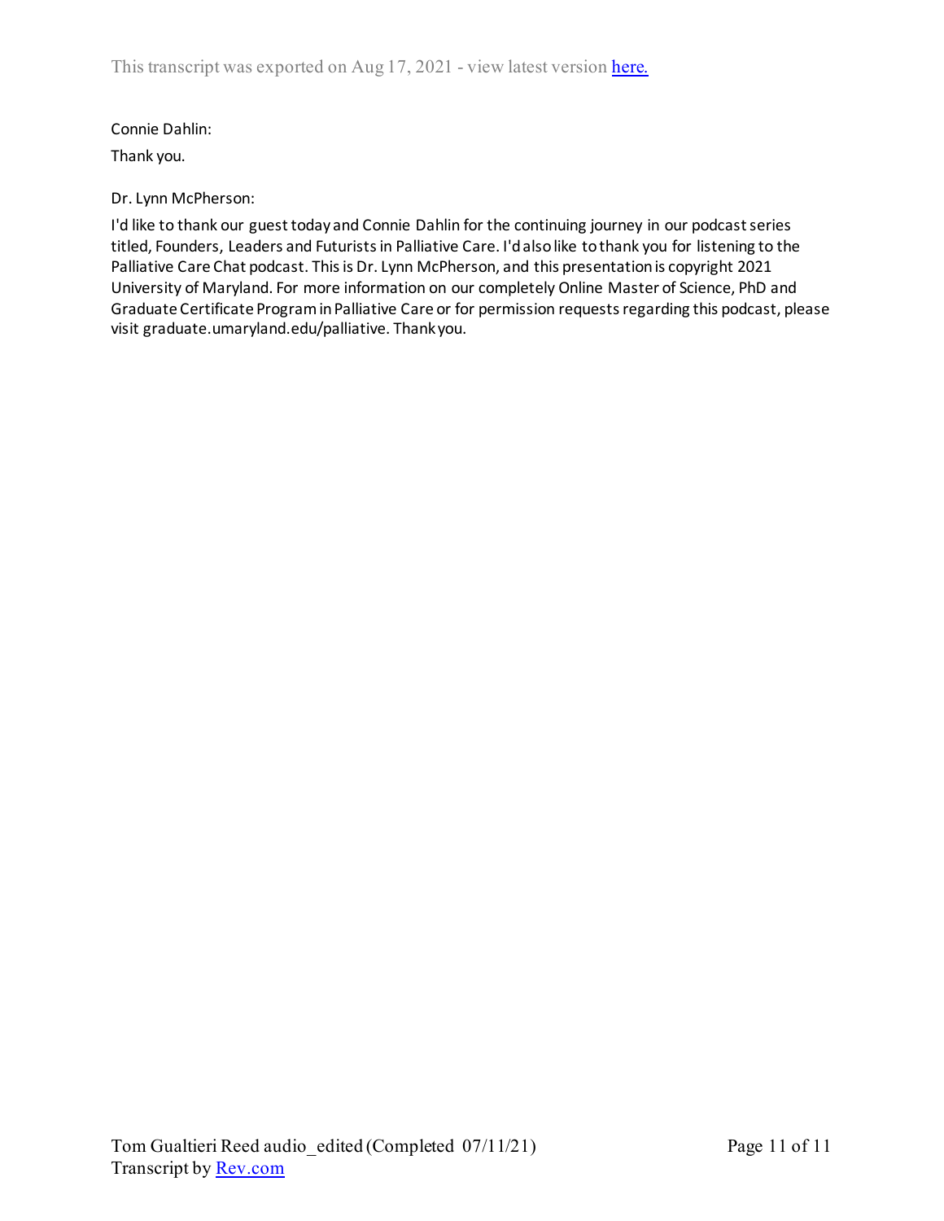Connie Dahlin:

Thank you.

Dr. Lynn McPherson:

I'd like to thank our guest today and Connie Dahlin for the continuing journey in our podcast series titled, Founders, Leaders and Futurists in Palliative Care. I'd also like to thank you for listening to the Palliative Care Chat podcast. This is Dr. Lynn McPherson, and this presentation is copyright 2021 University of Maryland. For more information on our completely Online Master of Science, PhD and Graduate Certificate Program in Palliative Care or for permission requests regarding this podcast, please visit graduate.umaryland.edu/palliative. Thank you.